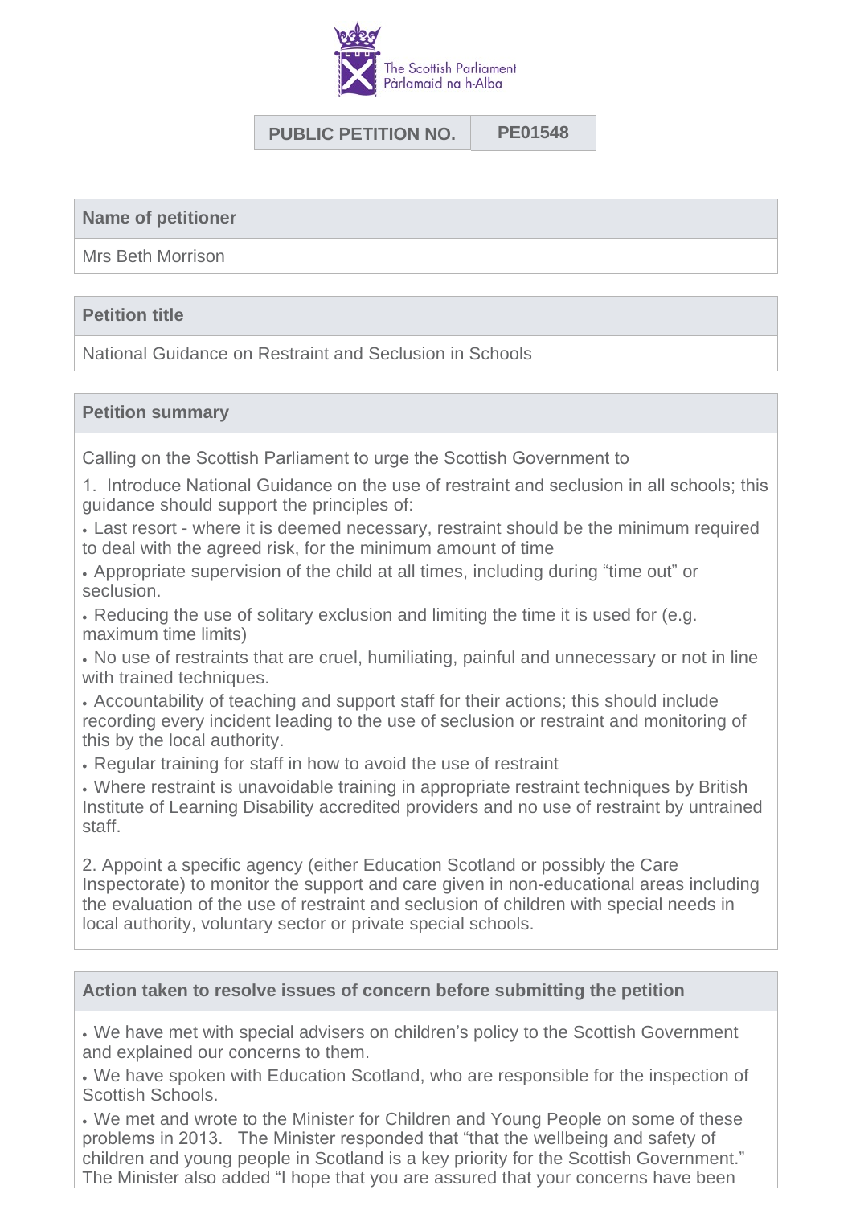The Scottish Parliament
Pàrlamaid na h-Alba

| PUBLIC PETITION NO. | PE01548 |
|---|---|

## Name of petitioner

Mrs Beth Morrison

## Petition title

National Guidance on Restraint and Seclusion in Schools

## Petition summary

Calling on the Scottish Parliament to urge the Scottish Government to

1. Introduce National Guidance on the use of restraint and seclusion in all schools; this guidance should support the principles of:

- Last resort - where it is deemed necessary, restraint should be the minimum required to deal with the agreed risk, for the minimum amount of time
- Appropriate supervision of the child at all times, including during "time out" or seclusion.
- Reducing the use of solitary exclusion and limiting the time it is used for (e.g. maximum time limits)
- No use of restraints that are cruel, humiliating, painful and unnecessary or not in line with trained techniques.
- Accountability of teaching and support staff for their actions; this should include recording every incident leading to the use of seclusion or restraint and monitoring of this by the local authority.
- Regular training for staff in how to avoid the use of restraint
- Where restraint is unavoidable training in appropriate restraint techniques by British Institute of Learning Disability accredited providers and no use of restraint by untrained staff.

2. Appoint a specific agency (either Education Scotland or possibly the Care Inspectorate) to monitor the support and care given in non-educational areas including the evaluation of the use of restraint and seclusion of children with special needs in local authority, voluntary sector or private special schools.

## Action taken to resolve issues of concern before submitting the petition

- We have met with special advisers on children's policy to the Scottish Government and explained our concerns to them.
- We have spoken with Education Scotland, who are responsible for the inspection of Scottish Schools.
- We met and wrote to the Minister for Children and Young People on some of these problems in 2013. The Minister responded that "that the wellbeing and safety of children and young people in Scotland is a key priority for the Scottish Government." The Minister also added "I hope that you are assured that your concerns have been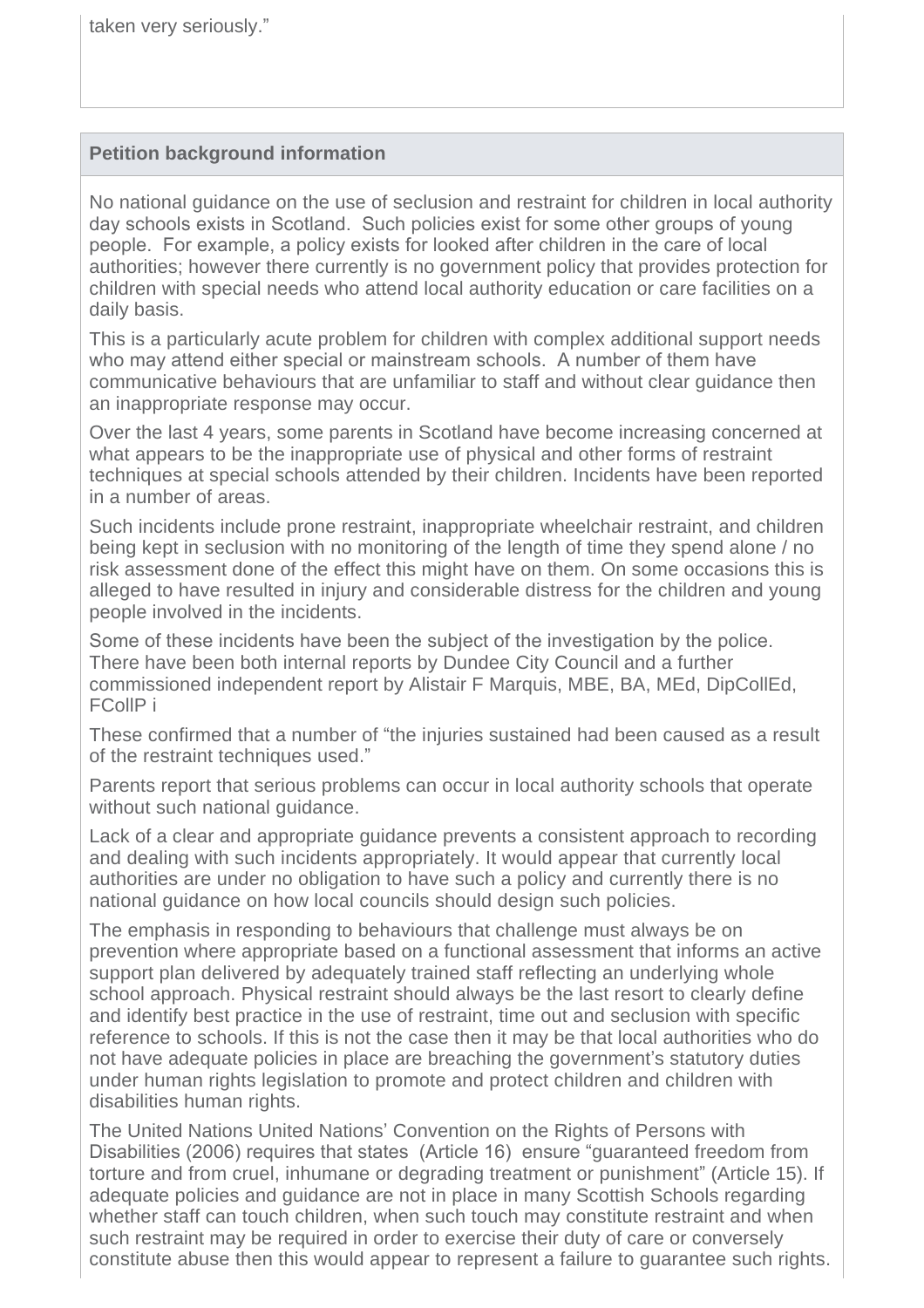taken very seriously."

## Petition background information

No national guidance on the use of seclusion and restraint for children in local authority day schools exists in Scotland. Such policies exist for some other groups of young people. For example, a policy exists for looked after children in the care of local authorities; however there currently is no government policy that provides protection for children with special needs who attend local authority education or care facilities on a daily basis.

This is a particularly acute problem for children with complex additional support needs who may attend either special or mainstream schools. A number of them have communicative behaviours that are unfamiliar to staff and without clear guidance then an inappropriate response may occur.

Over the last 4 years, some parents in Scotland have become increasing concerned at what appears to be the inappropriate use of physical and other forms of restraint techniques at special schools attended by their children. Incidents have been reported in a number of areas.

Such incidents include prone restraint, inappropriate wheelchair restraint, and children being kept in seclusion with no monitoring of the length of time they spend alone / no risk assessment done of the effect this might have on them. On some occasions this is alleged to have resulted in injury and considerable distress for the children and young people involved in the incidents.

Some of these incidents have been the subject of the investigation by the police. There have been both internal reports by Dundee City Council and a further commissioned independent report by Alistair F Marquis, MBE, BA, MEd, DipCollEd, FCollP i

These confirmed that a number of "the injuries sustained had been caused as a result of the restraint techniques used."

Parents report that serious problems can occur in local authority schools that operate without such national guidance.

Lack of a clear and appropriate guidance prevents a consistent approach to recording and dealing with such incidents appropriately. It would appear that currently local authorities are under no obligation to have such a policy and currently there is no national guidance on how local councils should design such policies.

The emphasis in responding to behaviours that challenge must always be on prevention where appropriate based on a functional assessment that informs an active support plan delivered by adequately trained staff reflecting an underlying whole school approach. Physical restraint should always be the last resort to clearly define and identify best practice in the use of restraint, time out and seclusion with specific reference to schools. If this is not the case then it may be that local authorities who do not have adequate policies in place are breaching the government's statutory duties under human rights legislation to promote and protect children and children with disabilities human rights.

The United Nations United Nations' Convention on the Rights of Persons with Disabilities (2006) requires that states (Article 16) ensure "guaranteed freedom from torture and from cruel, inhumane or degrading treatment or punishment" (Article 15). If adequate policies and guidance are not in place in many Scottish Schools regarding whether staff can touch children, when such touch may constitute restraint and when such restraint may be required in order to exercise their duty of care or conversely constitute abuse then this would appear to represent a failure to guarantee such rights.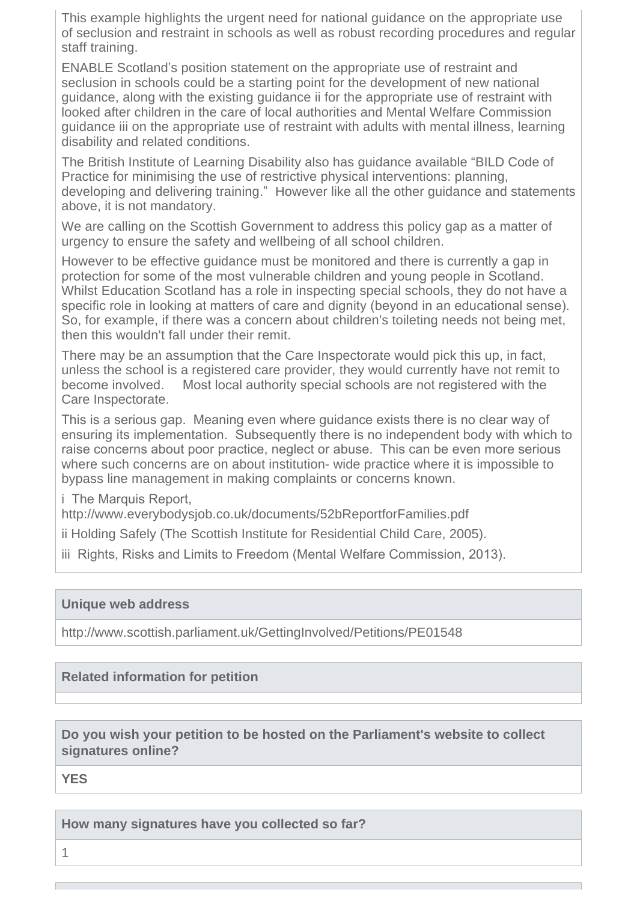This example highlights the urgent need for national guidance on the appropriate use of seclusion and restraint in schools as well as robust recording procedures and regular staff training.

ENABLE Scotland's position statement on the appropriate use of restraint and seclusion in schools could be a starting point for the development of new national guidance, along with the existing guidance ii for the appropriate use of restraint with looked after children in the care of local authorities and Mental Welfare Commission guidance iii on the appropriate use of restraint with adults with mental illness, learning disability and related conditions.

The British Institute of Learning Disability also has guidance available "BILD Code of Practice for minimising the use of restrictive physical interventions: planning, developing and delivering training." However like all the other guidance and statements above, it is not mandatory.

We are calling on the Scottish Government to address this policy gap as a matter of urgency to ensure the safety and wellbeing of all school children.

However to be effective guidance must be monitored and there is currently a gap in protection for some of the most vulnerable children and young people in Scotland. Whilst Education Scotland has a role in inspecting special schools, they do not have a specific role in looking at matters of care and dignity (beyond in an educational sense). So, for example, if there was a concern about children's toileting needs not being met, then this wouldn't fall under their remit.

There may be an assumption that the Care Inspectorate would pick this up, in fact, unless the school is a registered care provider, they would currently have not remit to become involved. Most local authority special schools are not registered with the Care Inspectorate.

This is a serious gap. Meaning even where guidance exists there is no clear way of ensuring its implementation. Subsequently there is no independent body with which to raise concerns about poor practice, neglect or abuse. This can be even more serious where such concerns are on about institution- wide practice where it is impossible to bypass line management in making complaints or concerns known.

i The Marquis Report,
http://www.everybodysjob.co.uk/documents/52bReportforFamilies.pdf

ii Holding Safely (The Scottish Institute for Residential Child Care, 2005).

iii Rights, Risks and Limits to Freedom (Mental Welfare Commission, 2013).

**Unique web address**

http://www.scottish.parliament.uk/GettingInvolved/Petitions/PE01548

**Related information for petition**

**Do you wish your petition to be hosted on the Parliament's website to collect signatures online?**

**YES**

**How many signatures have you collected so far?**

1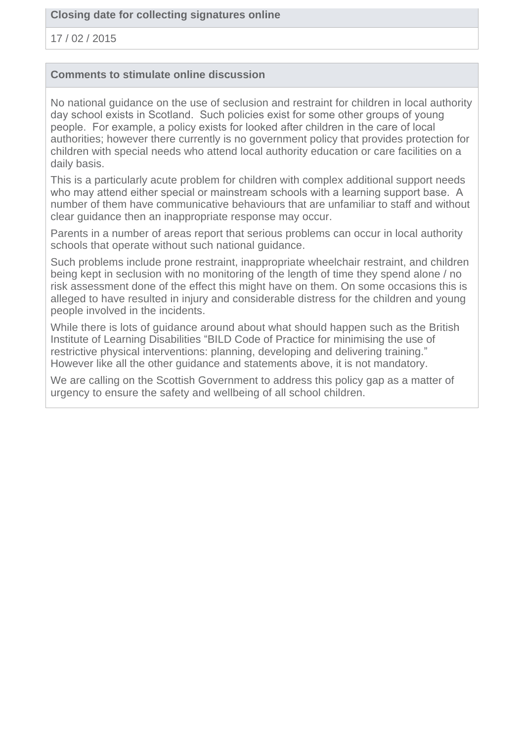**Closing date for collecting signatures online**

17 / 02 / 2015

**Comments to stimulate online discussion**

No national guidance on the use of seclusion and restraint for children in local authority day school exists in Scotland. Such policies exist for some other groups of young people. For example, a policy exists for looked after children in the care of local authorities; however there currently is no government policy that provides protection for children with special needs who attend local authority education or care facilities on a daily basis.

This is a particularly acute problem for children with complex additional support needs who may attend either special or mainstream schools with a learning support base. A number of them have communicative behaviours that are unfamiliar to staff and without clear guidance then an inappropriate response may occur.

Parents in a number of areas report that serious problems can occur in local authority schools that operate without such national guidance.

Such problems include prone restraint, inappropriate wheelchair restraint, and children being kept in seclusion with no monitoring of the length of time they spend alone / no risk assessment done of the effect this might have on them. On some occasions this is alleged to have resulted in injury and considerable distress for the children and young people involved in the incidents.

While there is lots of guidance around about what should happen such as the British Institute of Learning Disabilities "BILD Code of Practice for minimising the use of restrictive physical interventions: planning, developing and delivering training." However like all the other guidance and statements above, it is not mandatory.

We are calling on the Scottish Government to address this policy gap as a matter of urgency to ensure the safety and wellbeing of all school children.